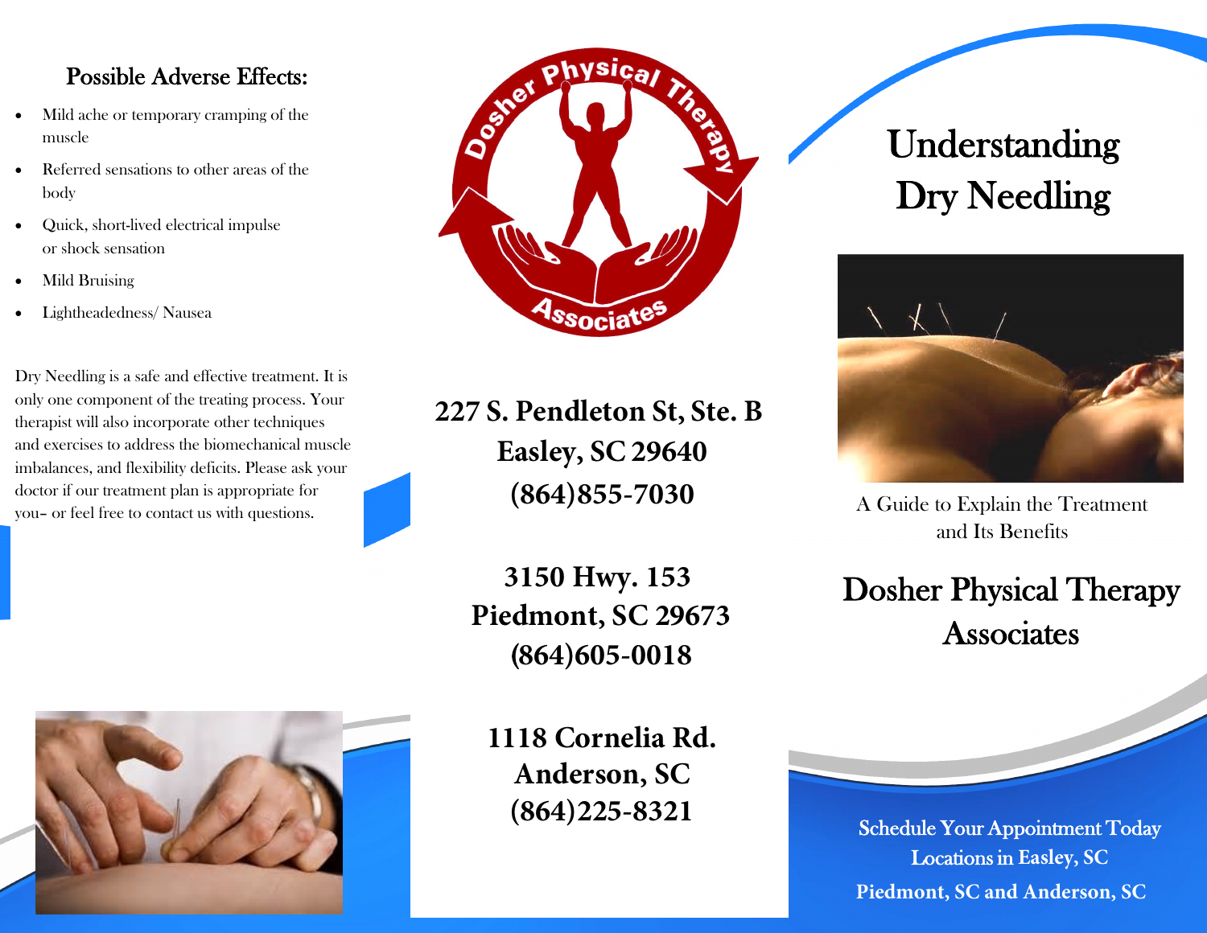## Possible Adverse Effects:

- Mild ache or temporary cramping of the muscle
- Referred sensations to other areas of the body
- Quick, short-lived electrical impulse or shock sensation
- Mild Bruising
- Lightheadedness/ Nausea

Dry Needling is a safe and effective treatment. It is only one component of the treating process. Your therapist will also incorporate other techniques and exercises to address the biomechanical muscle imbalances, and flexibility deficits. Please ask your doctor if our treatment plan is appropriate for you– or feel free to contact us with questions.

Dosher Physical Therapy Associates

**227 S. Pendleton St, Ste. B**
**Easley, SC 29640**
**(864)855-7030**

**3150 Hwy. 153**
**Piedmont, SC 29673**
**(864)605-0018**

**1118 Cornelia Rd.**
**Anderson, SC**
**(864)225-8321**

# Understanding Dry Needling

A Guide to Explain the Treatment and Its Benefits

## Dosher Physical Therapy Associates

Schedule Your Appointment Today
Locations in Easley, SC
Piedmont, SC and Anderson, SC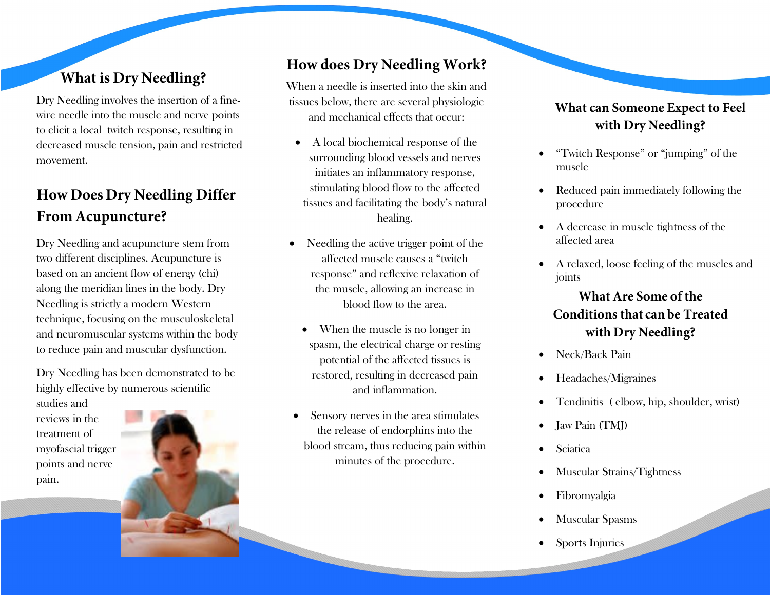## What is Dry Needling?

Dry Needling involves the insertion of a fine-wire needle into the muscle and nerve points to elicit a local twitch response, resulting in decreased muscle tension, pain and restricted movement.

## How Does Dry Needling Differ From Acupuncture?

Dry Needling and acupuncture stem from two different disciplines. Acupuncture is based on an ancient flow of energy (chi) along the meridian lines in the body. Dry Needling is strictly a modern Western technique, focusing on the musculoskeletal and neuromuscular systems within the body to reduce pain and muscular dysfunction.

Dry Needling has been demonstrated to be highly effective by numerous scientific studies and reviews in the treatment of myofascial trigger points and nerve pain.

## How does Dry Needling Work?

When a needle is inserted into the skin and tissues below, there are several physiologic and mechanical effects that occur:

- A local biochemical response of the surrounding blood vessels and nerves initiates an inflammatory response, stimulating blood flow to the affected tissues and facilitating the body's natural healing.
- Needling the active trigger point of the affected muscle causes a "twitch response" and reflexive relaxation of the muscle, allowing an increase in blood flow to the area.
- When the muscle is no longer in spasm, the electrical charge or resting potential of the affected tissues is restored, resulting in decreased pain and inflammation.
- Sensory nerves in the area stimulates the release of endorphins into the blood stream, thus reducing pain within minutes of the procedure.

## What can Someone Expect to Feel with Dry Needling?

- "Twitch Response" or "jumping" of the muscle
- Reduced pain immediately following the procedure
- A decrease in muscle tightness of the affected area
- A relaxed, loose feeling of the muscles and joints

## What Are Some of the Conditions that can be Treated with Dry Needling?

- Neck/Back Pain
- Headaches/Migraines
- Tendinitis ( elbow, hip, shoulder, wrist)
- Jaw Pain (TMJ)
- Sciatica
- Muscular Strains/Tightness
- Fibromyalgia
- Muscular Spasms
- Sports Injuries